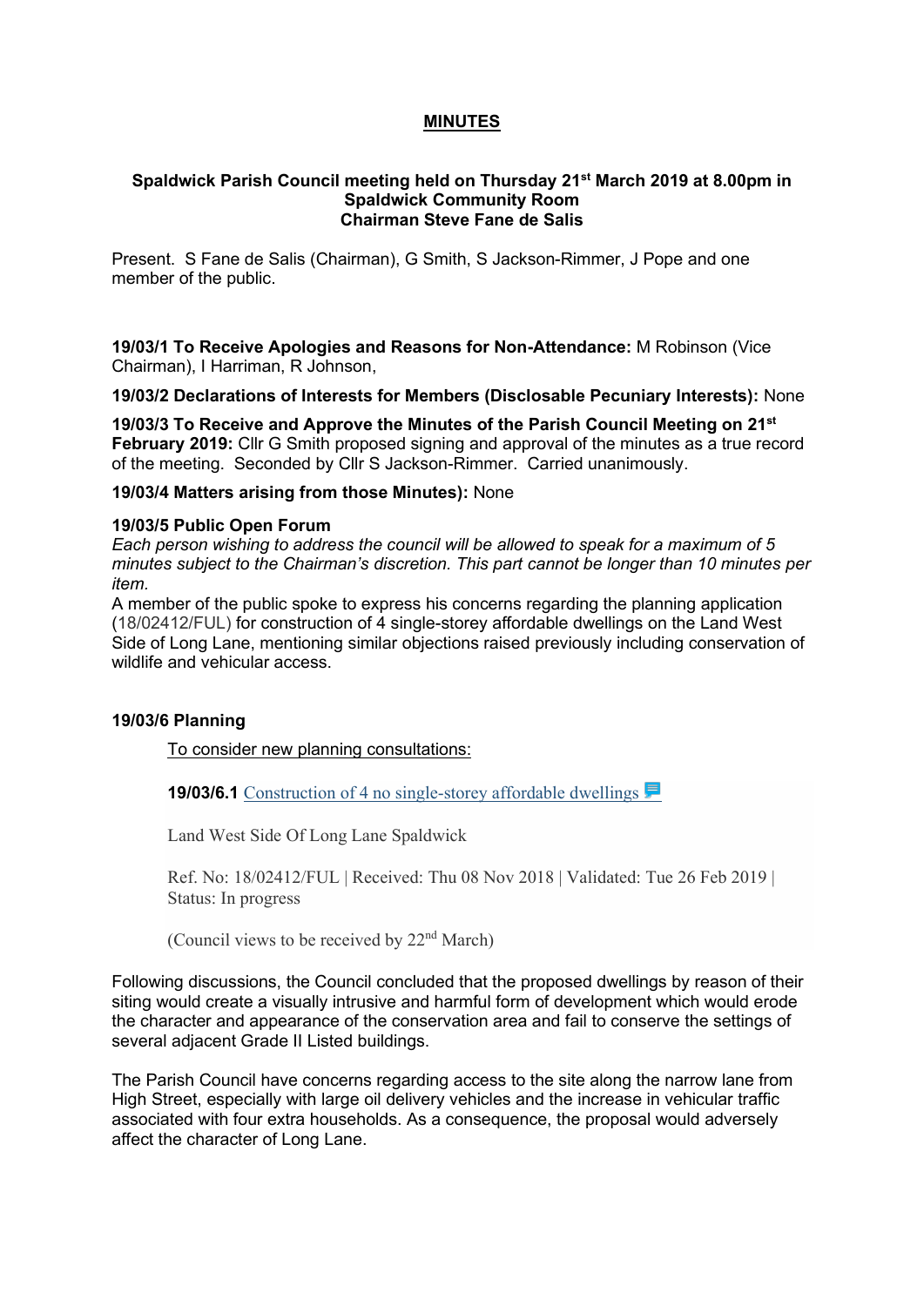# MINUTES

**Spaldwick Parish Council meeting held on Thursday 21st March 2019 at 8.00pm in Spaldwick Community Room**
**Chairman Steve Fane de Salis**

Present. S Fane de Salis (Chairman), G Smith, S Jackson-Rimmer, J Pope and one member of the public.

**19/03/1 To Receive Apologies and Reasons for Non-Attendance:** M Robinson (Vice Chairman), I Harriman, R Johnson,

**19/03/2 Declarations of Interests for Members (Disclosable Pecuniary Interests):** None

**19/03/3 To Receive and Approve the Minutes of the Parish Council Meeting on 21st February 2019:** Cllr G Smith proposed signing and approval of the minutes as a true record of the meeting. Seconded by Cllr S Jackson-Rimmer. Carried unanimously.

**19/03/4 Matters arising from those Minutes):** None

**19/03/5 Public Open Forum**

*Each person wishing to address the council will be allowed to speak for a maximum of 5 minutes subject to the Chairman's discretion. This part cannot be longer than 10 minutes per item.*

A member of the public spoke to express his concerns regarding the planning application (18/02412/FUL) for construction of 4 single-storey affordable dwellings on the Land West Side of Long Lane, mentioning similar objections raised previously including conservation of wildlife and vehicular access.

**19/03/6 Planning**

To consider new planning consultations:

**19/03/6.1** Construction of 4 no single-storey affordable dwellings

Land West Side Of Long Lane Spaldwick

Ref. No: 18/02412/FUL | Received: Thu 08 Nov 2018 | Validated: Tue 26 Feb 2019 | Status: In progress

(Council views to be received by 22nd March)

Following discussions, the Council concluded that the proposed dwellings by reason of their siting would create a visually intrusive and harmful form of development which would erode the character and appearance of the conservation area and fail to conserve the settings of several adjacent Grade II Listed buildings.

The Parish Council have concerns regarding access to the site along the narrow lane from High Street, especially with large oil delivery vehicles and the increase in vehicular traffic associated with four extra households. As a consequence, the proposal would adversely affect the character of Long Lane.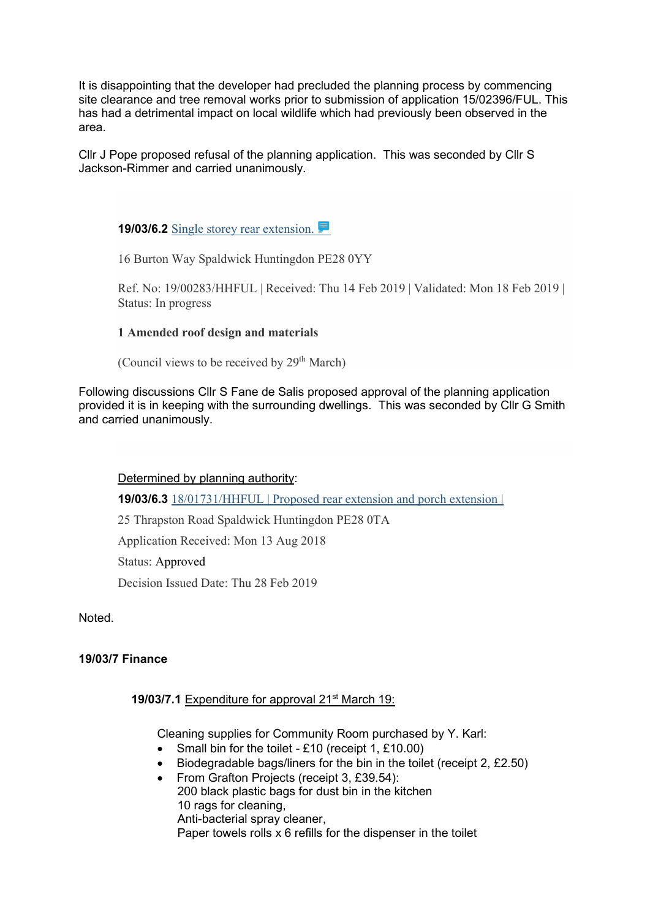It is disappointing that the developer had precluded the planning process by commencing site clearance and tree removal works prior to submission of application 15/02396/FUL. This has had a detrimental impact on local wildlife which had previously been observed in the area.

Cllr J Pope proposed refusal of the planning application. This was seconded by Cllr S Jackson-Rimmer and carried unanimously.

**19/03/6.2** Single storey rear extension.

16 Burton Way Spaldwick Huntingdon PE28 0YY

Ref. No: 19/00283/HHFUL | Received: Thu 14 Feb 2019 | Validated: Mon 18 Feb 2019 | Status: In progress

**1 Amended roof design and materials**

(Council views to be received by 29th March)

Following discussions Cllr S Fane de Salis proposed approval of the planning application provided it is in keeping with the surrounding dwellings. This was seconded by Cllr G Smith and carried unanimously.

Determined by planning authority:

**19/03/6.3** 18/01731/HHFUL | Proposed rear extension and porch extension |

25 Thrapston Road Spaldwick Huntingdon PE28 0TA

Application Received: Mon 13 Aug 2018

Status: Approved

Decision Issued Date: Thu 28 Feb 2019

Noted.

**19/03/7 Finance**

**19/03/7.1** Expenditure for approval 21st March 19:

Cleaning supplies for Community Room purchased by Y. Karl:

- Small bin for the toilet - £10 (receipt 1, £10.00)
- Biodegradable bags/liners for the bin in the toilet (receipt 2, £2.50)
- From Grafton Projects (receipt 3, £39.54):
  200 black plastic bags for dust bin in the kitchen
  10 rags for cleaning,
  Anti-bacterial spray cleaner,
  Paper towels rolls x 6 refills for the dispenser in the toilet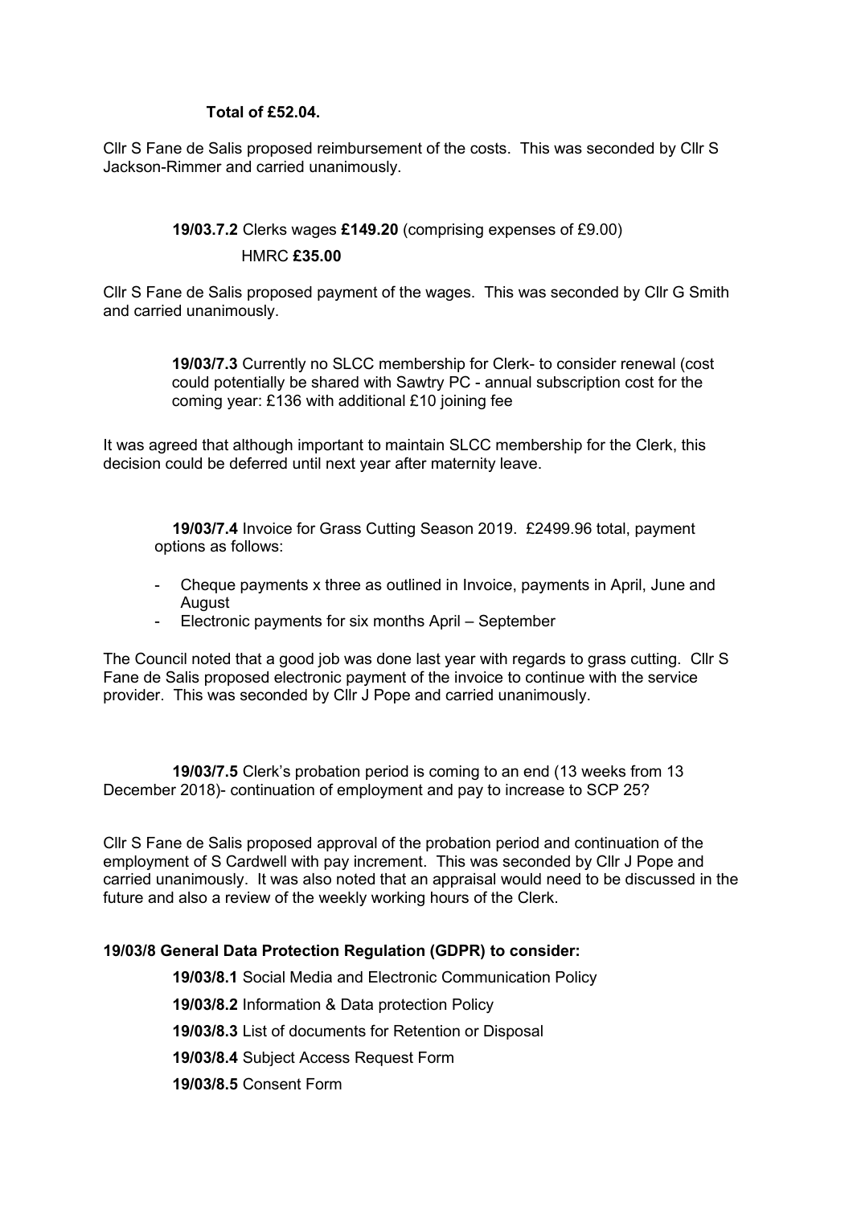**Total of £52.04.**

Cllr S Fane de Salis proposed reimbursement of the costs. This was seconded by Cllr S Jackson-Rimmer and carried unanimously.

**19/03.7.2** Clerks wages **£149.20** (comprising expenses of £9.00)

HMRC **£35.00**

Cllr S Fane de Salis proposed payment of the wages. This was seconded by Cllr G Smith and carried unanimously.

**19/03/7.3** Currently no SLCC membership for Clerk- to consider renewal (cost could potentially be shared with Sawtry PC - annual subscription cost for the coming year: £136 with additional £10 joining fee

It was agreed that although important to maintain SLCC membership for the Clerk, this decision could be deferred until next year after maternity leave.

**19/03/7.4** Invoice for Grass Cutting Season 2019. £2499.96 total, payment options as follows:

- Cheque payments x three as outlined in Invoice, payments in April, June and August
- Electronic payments for six months April – September

The Council noted that a good job was done last year with regards to grass cutting. Cllr S Fane de Salis proposed electronic payment of the invoice to continue with the service provider. This was seconded by Cllr J Pope and carried unanimously.

**19/03/7.5** Clerk's probation period is coming to an end (13 weeks from 13 December 2018)- continuation of employment and pay to increase to SCP 25?

Cllr S Fane de Salis proposed approval of the probation period and continuation of the employment of S Cardwell with pay increment. This was seconded by Cllr J Pope and carried unanimously. It was also noted that an appraisal would need to be discussed in the future and also a review of the weekly working hours of the Clerk.

**19/03/8 General Data Protection Regulation (GDPR) to consider:**

**19/03/8.1** Social Media and Electronic Communication Policy

**19/03/8.2** Information & Data protection Policy

**19/03/8.3** List of documents for Retention or Disposal

**19/03/8.4** Subject Access Request Form

**19/03/8.5** Consent Form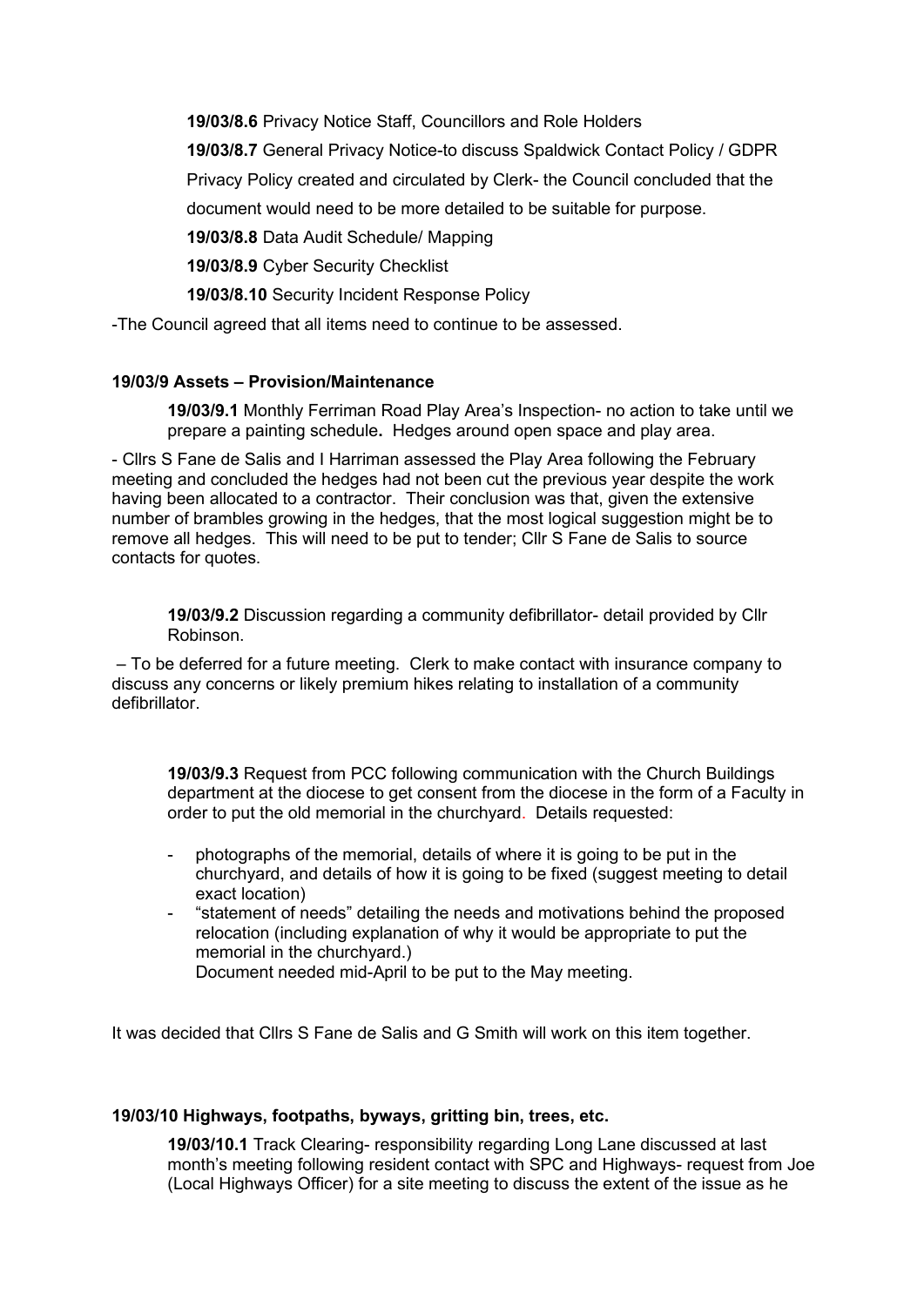**19/03/8.6** Privacy Notice Staff, Councillors and Role Holders

**19/03/8.7** General Privacy Notice-to discuss Spaldwick Contact Policy / GDPR Privacy Policy created and circulated by Clerk- the Council concluded that the document would need to be more detailed to be suitable for purpose.

**19/03/8.8** Data Audit Schedule/ Mapping

**19/03/8.9** Cyber Security Checklist

**19/03/8.10** Security Incident Response Policy

-The Council agreed that all items need to continue to be assessed.

### 19/03/9 Assets – Provision/Maintenance

**19/03/9.1** Monthly Ferriman Road Play Area's Inspection- no action to take until we prepare a painting schedule**.** Hedges around open space and play area.

- Cllrs S Fane de Salis and I Harriman assessed the Play Area following the February meeting and concluded the hedges had not been cut the previous year despite the work having been allocated to a contractor. Their conclusion was that, given the extensive number of brambles growing in the hedges, that the most logical suggestion might be to remove all hedges. This will need to be put to tender; Cllr S Fane de Salis to source contacts for quotes.

**19/03/9.2** Discussion regarding a community defibrillator- detail provided by Cllr Robinson.

– To be deferred for a future meeting. Clerk to make contact with insurance company to discuss any concerns or likely premium hikes relating to installation of a community defibrillator.

**19/03/9.3** Request from PCC following communication with the Church Buildings department at the diocese to get consent from the diocese in the form of a Faculty in order to put the old memorial in the churchyard. Details requested:

- photographs of the memorial, details of where it is going to be put in the churchyard, and details of how it is going to be fixed (suggest meeting to detail exact location)
- "statement of needs" detailing the needs and motivations behind the proposed relocation (including explanation of why it would be appropriate to put the memorial in the churchyard.)
  Document needed mid-April to be put to the May meeting.

It was decided that Cllrs S Fane de Salis and G Smith will work on this item together.

### 19/03/10 Highways, footpaths, byways, gritting bin, trees, etc.

**19/03/10.1** Track Clearing- responsibility regarding Long Lane discussed at last month's meeting following resident contact with SPC and Highways- request from Joe (Local Highways Officer) for a site meeting to discuss the extent of the issue as he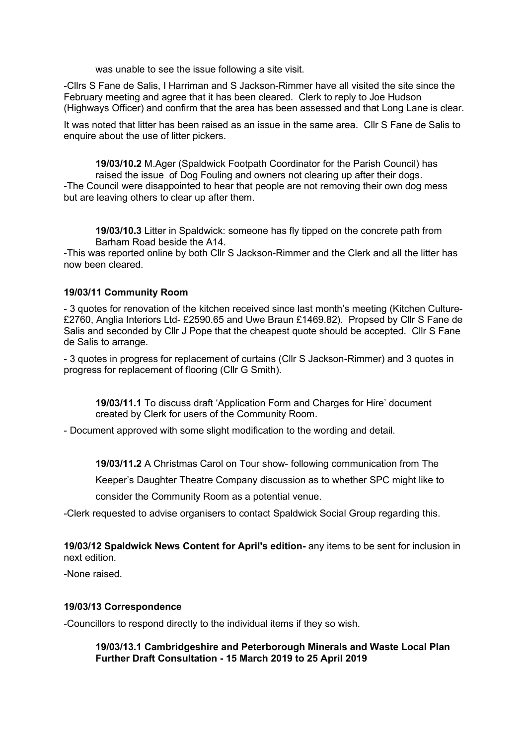was unable to see the issue following a site visit.

-Cllrs S Fane de Salis, I Harriman and S Jackson-Rimmer have all visited the site since the February meeting and agree that it has been cleared. Clerk to reply to Joe Hudson (Highways Officer) and confirm that the area has been assessed and that Long Lane is clear.

It was noted that litter has been raised as an issue in the same area. Cllr S Fane de Salis to enquire about the use of litter pickers.

**19/03/10.2** M.Ager (Spaldwick Footpath Coordinator for the Parish Council) has raised the issue of Dog Fouling and owners not clearing up after their dogs.

-The Council were disappointed to hear that people are not removing their own dog mess but are leaving others to clear up after them.

**19/03/10.3** Litter in Spaldwick: someone has fly tipped on the concrete path from Barham Road beside the A14.

-This was reported online by both Cllr S Jackson-Rimmer and the Clerk and all the litter has now been cleared.

**19/03/11 Community Room**

- 3 quotes for renovation of the kitchen received since last month's meeting (Kitchen Culture- £2760, Anglia Interiors Ltd- £2590.65 and Uwe Braun £1469.82). Propsed by Cllr S Fane de Salis and seconded by Cllr J Pope that the cheapest quote should be accepted. Cllr S Fane de Salis to arrange.

- 3 quotes in progress for replacement of curtains (Cllr S Jackson-Rimmer) and 3 quotes in progress for replacement of flooring (Cllr G Smith).

**19/03/11.1** To discuss draft 'Application Form and Charges for Hire' document created by Clerk for users of the Community Room.

- Document approved with some slight modification to the wording and detail.

**19/03/11.2** A Christmas Carol on Tour show- following communication from The Keeper's Daughter Theatre Company discussion as to whether SPC might like to consider the Community Room as a potential venue.

-Clerk requested to advise organisers to contact Spaldwick Social Group regarding this.

**19/03/12 Spaldwick News Content for April's edition-** any items to be sent for inclusion in next edition.

-None raised.

**19/03/13 Correspondence**

-Councillors to respond directly to the individual items if they so wish.

**19/03/13.1 Cambridgeshire and Peterborough Minerals and Waste Local Plan Further Draft Consultation - 15 March 2019 to 25 April 2019**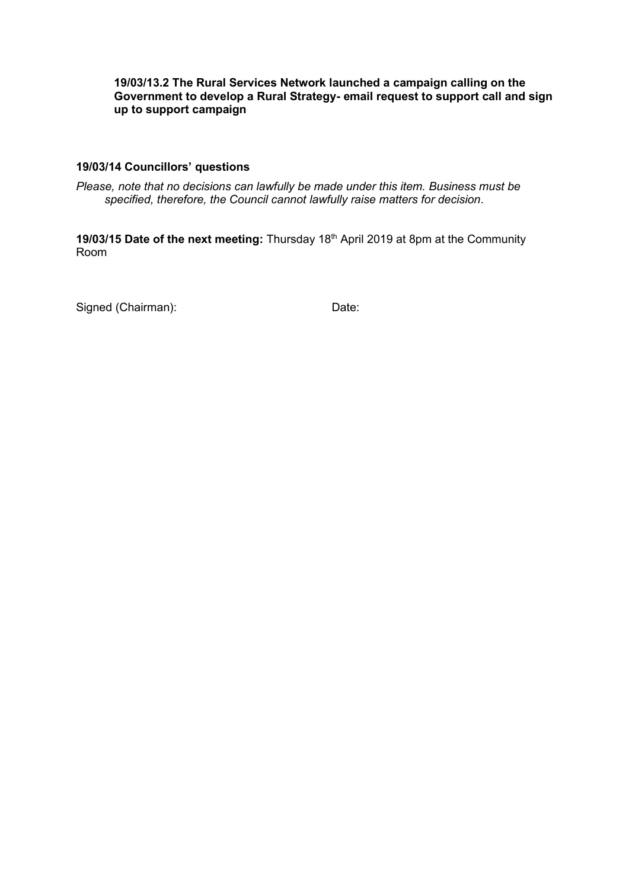**19/03/13.2 The Rural Services Network launched a campaign calling on the Government to develop a Rural Strategy- email request to support call and sign up to support campaign**

**19/03/14 Councillors' questions**

*Please, note that no decisions can lawfully be made under this item. Business must be specified, therefore, the Council cannot lawfully raise matters for decision*.

**19/03/15 Date of the next meeting:** Thursday 18th April 2019 at 8pm at the Community Room

Signed (Chairman): Date: